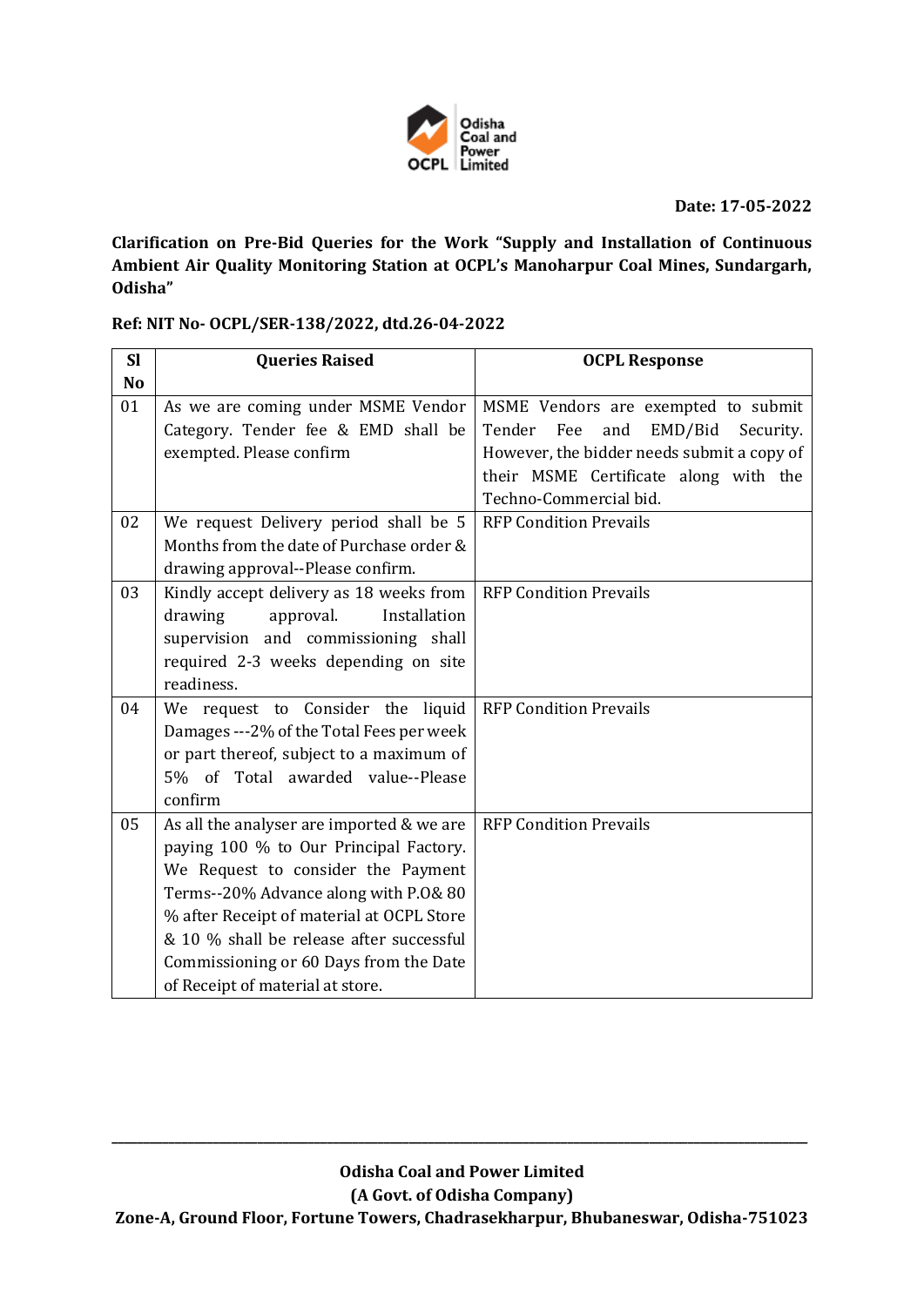Odisha Coal and Power Limited (OCPL)

**Date: 17-05-2022**

**Clarification on Pre-Bid Queries for the Work "Supply and Installation of Continuous Ambient Air Quality Monitoring Station at OCPL's Manoharpur Coal Mines, Sundargarh, Odisha"**

**Ref: NIT No- OCPL/SER-138/2022, dtd.26-04-2022**

| Sl No | Queries Raised | OCPL Response |
|---|---|---|
| 01 | As we are coming under MSME Vendor Category. Tender fee & EMD shall be exempted. Please confirm | MSME Vendors are exempted to submit Tender Fee and EMD/Bid Security. However, the bidder needs submit a copy of their MSME Certificate along with the Techno-Commercial bid. |
| 02 | We request Delivery period shall be 5 Months from the date of Purchase order & drawing approval--Please confirm. | RFP Condition Prevails |
| 03 | Kindly accept delivery as 18 weeks from drawing approval. Installation supervision and commissioning shall required 2-3 weeks depending on site readiness. | RFP Condition Prevails |
| 04 | We request to Consider the liquid Damages ---2% of the Total Fees per week or part thereof, subject to a maximum of 5% of Total awarded value--Please confirm | RFP Condition Prevails |
| 05 | As all the analyser are imported & we are paying 100 % to Our Principal Factory. We Request to consider the Payment Terms--20% Advance along with P.O& 80 % after Receipt of material at OCPL Store & 10 % shall be release after successful Commissioning or 60 Days from the Date of Receipt of material at store. | RFP Condition Prevails |

**Odisha Coal and Power Limited**
**(A Govt. of Odisha Company)**
**Zone-A, Ground Floor, Fortune Towers, Chadrasekharpur, Bhubaneswar, Odisha-751023**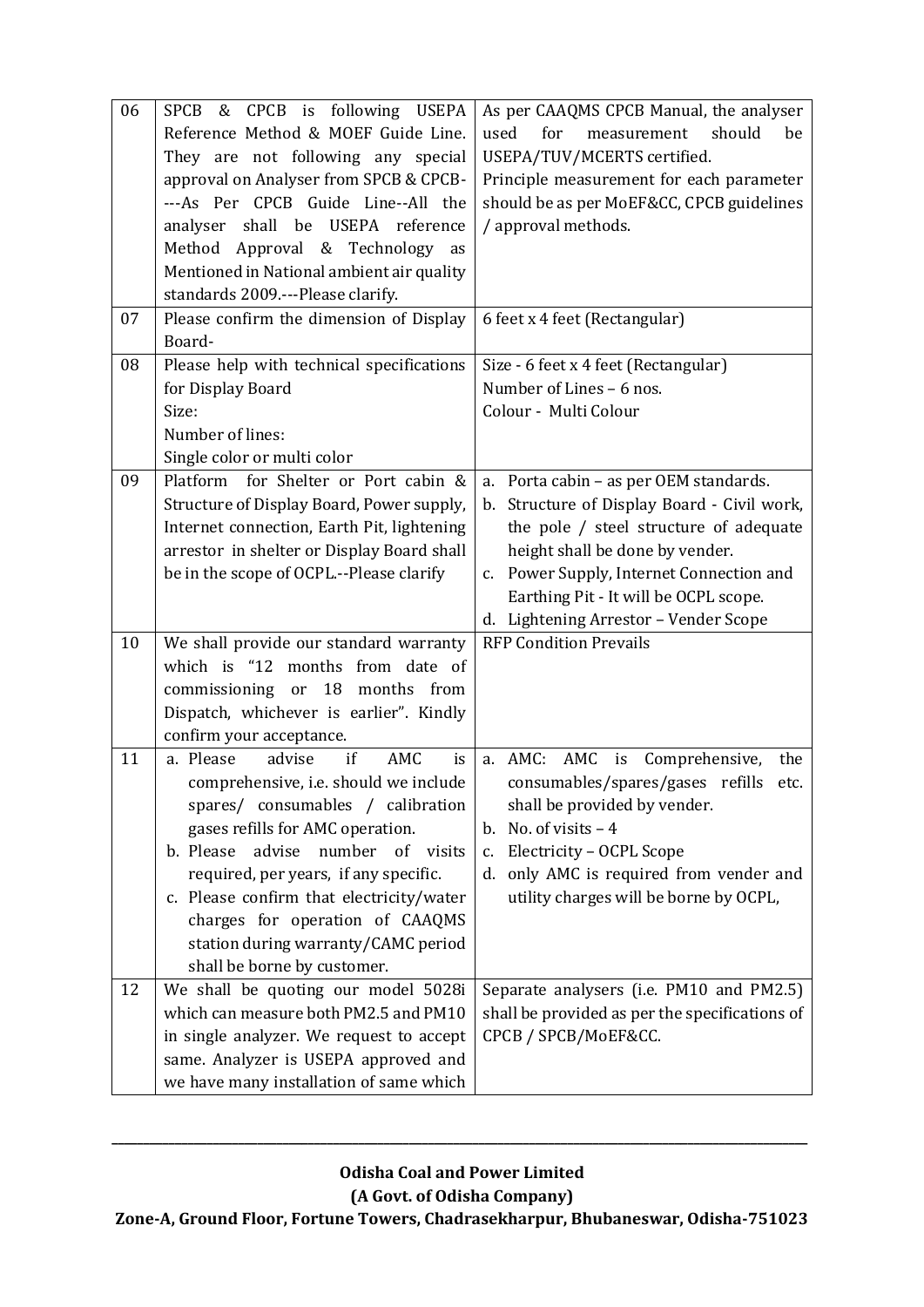| | | |
|---|---|---|
| 06 | SPCB & CPCB is following USEPA Reference Method & MOEF Guide Line. They are not following any special approval on Analyser from SPCB & CPCB----As Per CPCB Guide Line--All the analyser shall be USEPA reference Method Approval & Technology as Mentioned in National ambient air quality standards 2009.---Please clarify. | As per CAAQMS CPCB Manual, the analyser used for measurement should be USEPA/TUV/MCERTS certified.<br>Principle measurement for each parameter should be as per MoEF&CC, CPCB guidelines / approval methods. |
| 07 | Please confirm the dimension of Display Board- | 6 feet x 4 feet (Rectangular) |
| 08 | Please help with technical specifications for Display Board<br>Size:<br>Number of lines:<br>Single color or multi color | Size - 6 feet x 4 feet (Rectangular)<br>Number of Lines – 6 nos.<br>Colour - Multi Colour |
| 09 | Platform for Shelter or Port cabin & Structure of Display Board, Power supply, Internet connection, Earth Pit, lightening arrestor in shelter or Display Board shall be in the scope of OCPL.--Please clarify | a. Porta cabin – as per OEM standards.<br>b. Structure of Display Board - Civil work, the pole / steel structure of adequate height shall be done by vender.<br>c. Power Supply, Internet Connection and Earthing Pit - It will be OCPL scope.<br>d. Lightening Arrestor – Vender Scope |
| 10 | We shall provide our standard warranty which is "12 months from date of commissioning or 18 months from Dispatch, whichever is earlier". Kindly confirm your acceptance. | RFP Condition Prevails |
| 11 | a. Please advise if AMC is comprehensive, i.e. should we include spares/ consumables / calibration gases refills for AMC operation.<br>b. Please advise number of visits required, per years, if any specific.<br>c. Please confirm that electricity/water charges for operation of CAAQMS station during warranty/CAMC period shall be borne by customer. | a. AMC: AMC is Comprehensive, the consumables/spares/gases refills etc. shall be provided by vender.<br>b. No. of visits – 4<br>c. Electricity – OCPL Scope<br>d. only AMC is required from vender and utility charges will be borne by OCPL, |
| 12 | We shall be quoting our model 5028i which can measure both PM2.5 and PM10 in single analyzer. We request to accept same. Analyzer is USEPA approved and we have many installation of same which | Separate analysers (i.e. PM10 and PM2.5) shall be provided as per the specifications of CPCB / SPCB/MoEF&CC. |

**Odisha Coal and Power Limited**
**(A Govt. of Odisha Company)**
**Zone-A, Ground Floor, Fortune Towers, Chadrasekharpur, Bhubaneswar, Odisha-751023**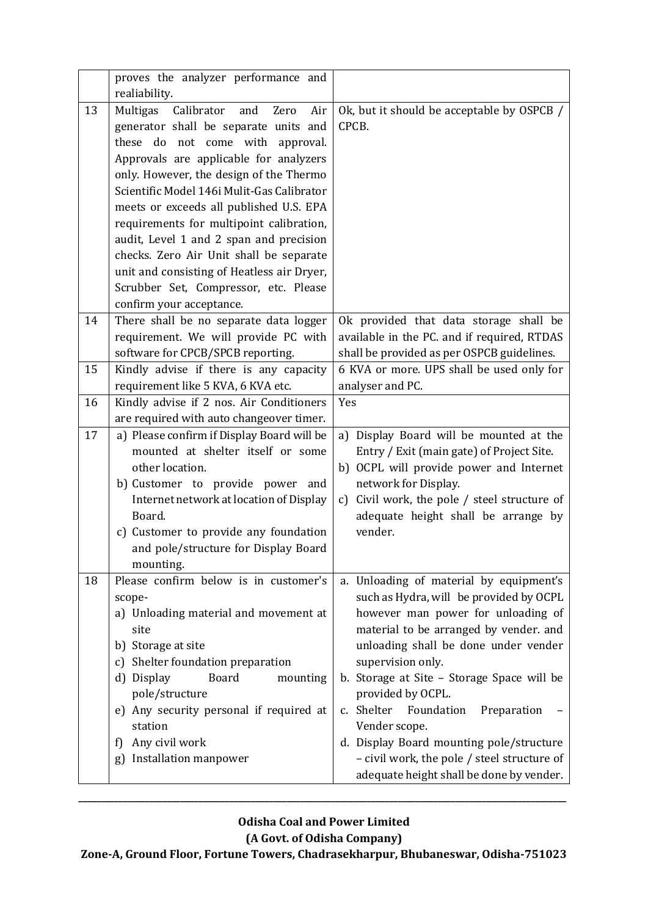|  |  |  |
|---|---|---|
|  | proves the analyzer performance and realiability. |  |
| 13 | Multigas Calibrator and Zero Air generator shall be separate units and these do not come with approval. Approvals are applicable for analyzers only. However, the design of the Thermo Scientific Model 146i Mulit-Gas Calibrator meets or exceeds all published U.S. EPA requirements for multipoint calibration, audit, Level 1 and 2 span and precision checks. Zero Air Unit shall be separate unit and consisting of Heatless air Dryer, Scrubber Set, Compressor, etc. Please confirm your acceptance. | Ok, but it should be acceptable by OSPCB / CPCB. |
| 14 | There shall be no separate data logger requirement. We will provide PC with software for CPCB/SPCB reporting. | Ok provided that data storage shall be available in the PC. and if required, RTDAS shall be provided as per OSPCB guidelines. |
| 15 | Kindly advise if there is any capacity requirement like 5 KVA, 6 KVA etc. | 6 KVA or more. UPS shall be used only for analyser and PC. |
| 16 | Kindly advise if 2 nos. Air Conditioners are required with auto changeover timer. | Yes |
| 17 | a) Please confirm if Display Board will be mounted at shelter itself or some other location.<br>b) Customer to provide power and Internet network at location of Display Board.<br>c) Customer to provide any foundation and pole/structure for Display Board mounting. | a) Display Board will be mounted at the Entry / Exit (main gate) of Project Site.<br>b) OCPL will provide power and Internet network for Display.<br>c) Civil work, the pole / steel structure of adequate height shall be arrange by vender. |
| 18 | Please confirm below is in customer's scope-<br>a) Unloading material and movement at site<br>b) Storage at site<br>c) Shelter foundation preparation<br>d) Display Board mounting pole/structure<br>e) Any security personal if required at station<br>f) Any civil work<br>g) Installation manpower | a. Unloading of material by equipment's such as Hydra, will be provided by OCPL however man power for unloading of material to be arranged by vender. and unloading shall be done under vender supervision only.<br>b. Storage at Site – Storage Space will be provided by OCPL.<br>c. Shelter Foundation Preparation – Vender scope.<br>d. Display Board mounting pole/structure – civil work, the pole / steel structure of adequate height shall be done by vender. |

**Odisha Coal and Power Limited**
**(A Govt. of Odisha Company)**
**Zone-A, Ground Floor, Fortune Towers, Chadrasekharpur, Bhubaneswar, Odisha-751023**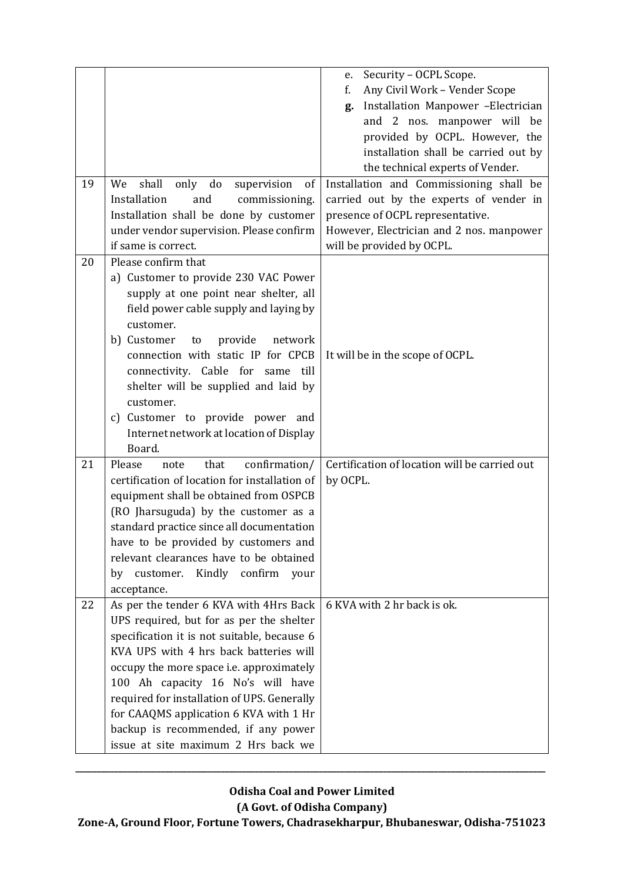| | | |
|---|---|---|
| | | e. Security – OCPL Scope.<br>f. Any Civil Work – Vender Scope<br>**g.** Installation Manpower –Electrician and 2 nos. manpower will be provided by OCPL. However, the installation shall be carried out by the technical experts of Vender. |
| 19 | We shall only do supervision of Installation and commissioning. Installation shall be done by customer under vendor supervision. Please confirm if same is correct. | Installation and Commissioning shall be carried out by the experts of vender in presence of OCPL representative.<br>However, Electrician and 2 nos. manpower will be provided by OCPL. |
| 20 | Please confirm that<br>a) Customer to provide 230 VAC Power supply at one point near shelter, all field power cable supply and laying by customer.<br>b) Customer to provide network connection with static IP for CPCB connectivity. Cable for same till shelter will be supplied and laid by customer.<br>c) Customer to provide power and Internet network at location of Display Board. | It will be in the scope of OCPL. |
| 21 | Please note that confirmation/ certification of location for installation of equipment shall be obtained from OSPCB (RO Jharsuguda) by the customer as a standard practice since all documentation have to be provided by customers and relevant clearances have to be obtained by customer. Kindly confirm your acceptance. | Certification of location will be carried out by OCPL. |
| 22 | As per the tender 6 KVA with 4Hrs Back UPS required, but for as per the shelter specification it is not suitable, because 6 KVA UPS with 4 hrs back batteries will occupy the more space i.e. approximately 100 Ah capacity 16 No's will have required for installation of UPS. Generally for CAAQMS application 6 KVA with 1 Hr backup is recommended, if any power issue at site maximum 2 Hrs back we | 6 KVA with 2 hr back is ok. |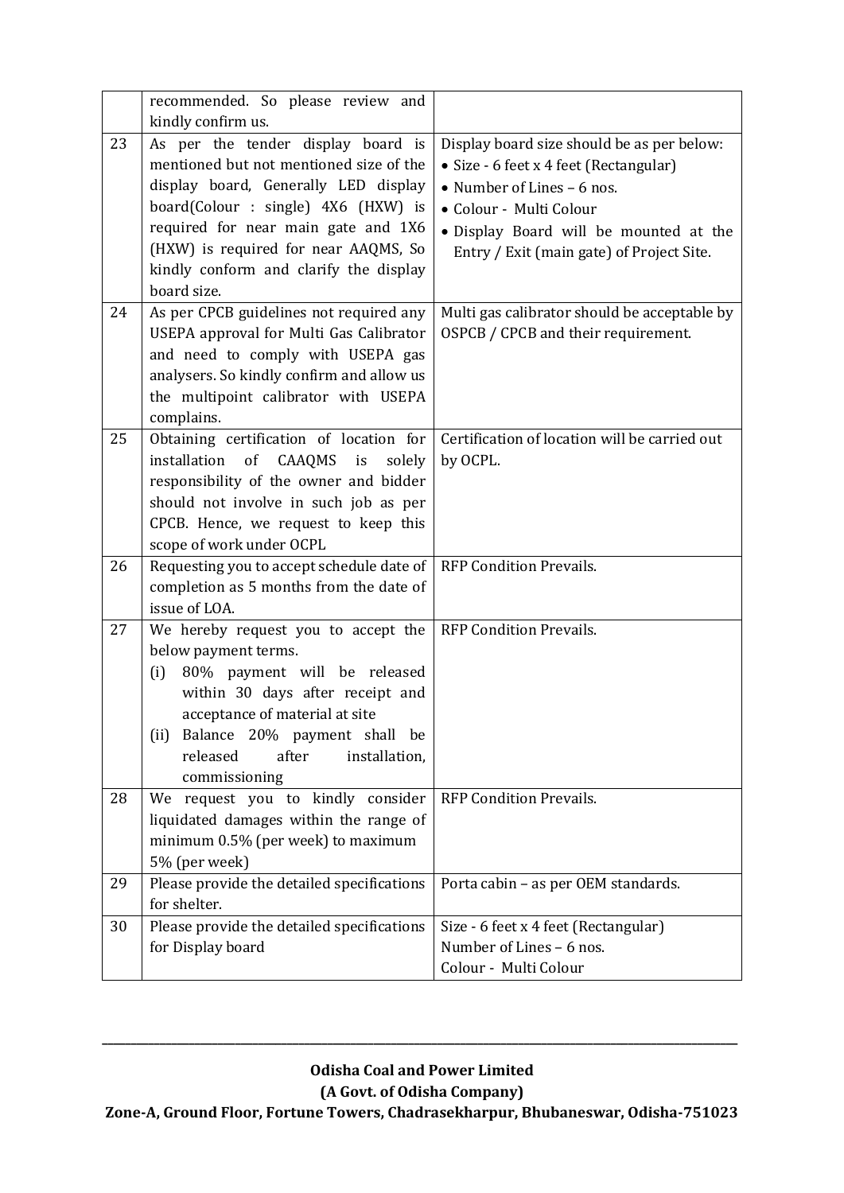|  |  |  |
|---|---|---|
|  | recommended. So please review and kindly confirm us. |  |
| 23 | As per the tender display board is mentioned but not mentioned size of the display board, Generally LED display board(Colour : single) 4X6 (HXW) is required for near main gate and 1X6 (HXW) is required for near AAQMS, So kindly conform and clarify the display board size. | Display board size should be as per below:<br>• Size - 6 feet x 4 feet (Rectangular)<br>• Number of Lines – 6 nos.<br>• Colour - Multi Colour<br>• Display Board will be mounted at the Entry / Exit (main gate) of Project Site. |
| 24 | As per CPCB guidelines not required any USEPA approval for Multi Gas Calibrator and need to comply with USEPA gas analysers. So kindly confirm and allow us the multipoint calibrator with USEPA complains. | Multi gas calibrator should be acceptable by OSPCB / CPCB and their requirement. |
| 25 | Obtaining certification of location for installation of CAAQMS is solely responsibility of the owner and bidder should not involve in such job as per CPCB. Hence, we request to keep this scope of work under OCPL | Certification of location will be carried out by OCPL. |
| 26 | Requesting you to accept schedule date of completion as 5 months from the date of issue of LOA. | RFP Condition Prevails. |
| 27 | We hereby request you to accept the below payment terms.<br>(i) 80% payment will be released within 30 days after receipt and acceptance of material at site<br>(ii) Balance 20% payment shall be released after installation, commissioning | RFP Condition Prevails. |
| 28 | We request you to kindly consider liquidated damages within the range of minimum 0.5% (per week) to maximum 5% (per week) | RFP Condition Prevails. |
| 29 | Please provide the detailed specifications for shelter. | Porta cabin – as per OEM standards. |
| 30 | Please provide the detailed specifications for Display board | Size - 6 feet x 4 feet (Rectangular)<br>Number of Lines – 6 nos.<br>Colour - Multi Colour |

**Odisha Coal and Power Limited**
**(A Govt. of Odisha Company)**
**Zone-A, Ground Floor, Fortune Towers, Chadrasekharpur, Bhubaneswar, Odisha-751023**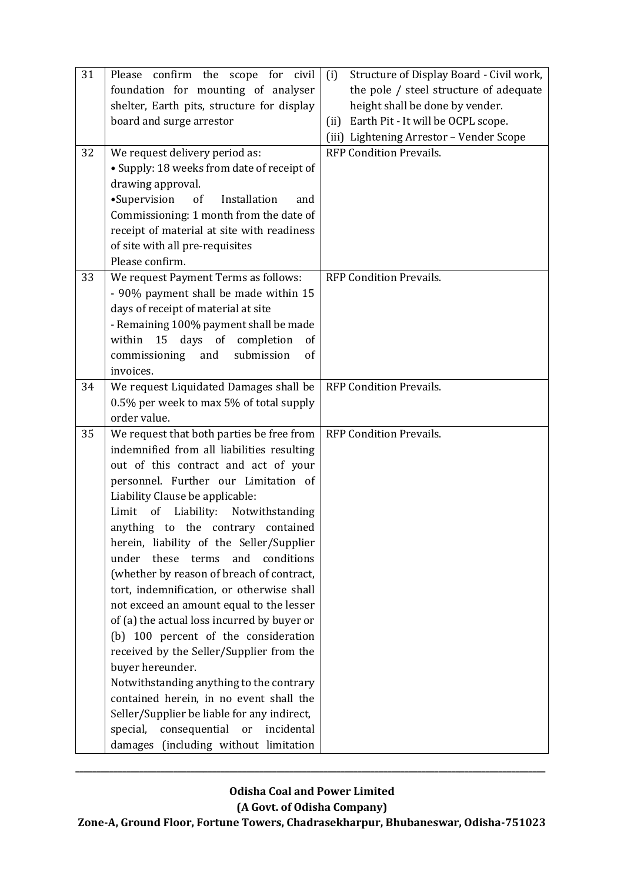| 31 | Please confirm the scope for civil foundation for mounting of analyser shelter, Earth pits, structure for display board and surge arrestor | (i) Structure of Display Board - Civil work, the pole / steel structure of adequate height shall be done by vender.<br>(ii) Earth Pit - It will be OCPL scope.<br>(iii) Lightening Arrestor – Vender Scope |
|---|---|---|
| 32 | We request delivery period as:<br>• Supply: 18 weeks from date of receipt of drawing approval.<br>•Supervision of Installation and Commissioning: 1 month from the date of receipt of material at site with readiness of site with all pre-requisites<br>Please confirm. | RFP Condition Prevails. |
| 33 | We request Payment Terms as follows:<br>- 90% payment shall be made within 15 days of receipt of material at site<br>- Remaining 100% payment shall be made within 15 days of completion of commissioning and submission of invoices. | RFP Condition Prevails. |
| 34 | We request Liquidated Damages shall be 0.5% per week to max 5% of total supply order value. | RFP Condition Prevails. |
| 35 | We request that both parties be free from indemnified from all liabilities resulting out of this contract and act of your personnel. Further our Limitation of Liability Clause be applicable:<br>Limit of Liability: Notwithstanding anything to the contrary contained herein, liability of the Seller/Supplier under these terms and conditions (whether by reason of breach of contract, tort, indemnification, or otherwise shall not exceed an amount equal to the lesser of (a) the actual loss incurred by buyer or (b) 100 percent of the consideration received by the Seller/Supplier from the buyer hereunder.<br>Notwithstanding anything to the contrary contained herein, in no event shall the Seller/Supplier be liable for any indirect, special, consequential or incidental damages (including without limitation | RFP Condition Prevails. |

**Odisha Coal and Power Limited**
**(A Govt. of Odisha Company)**
**Zone-A, Ground Floor, Fortune Towers, Chadrasekharpur, Bhubaneswar, Odisha-751023**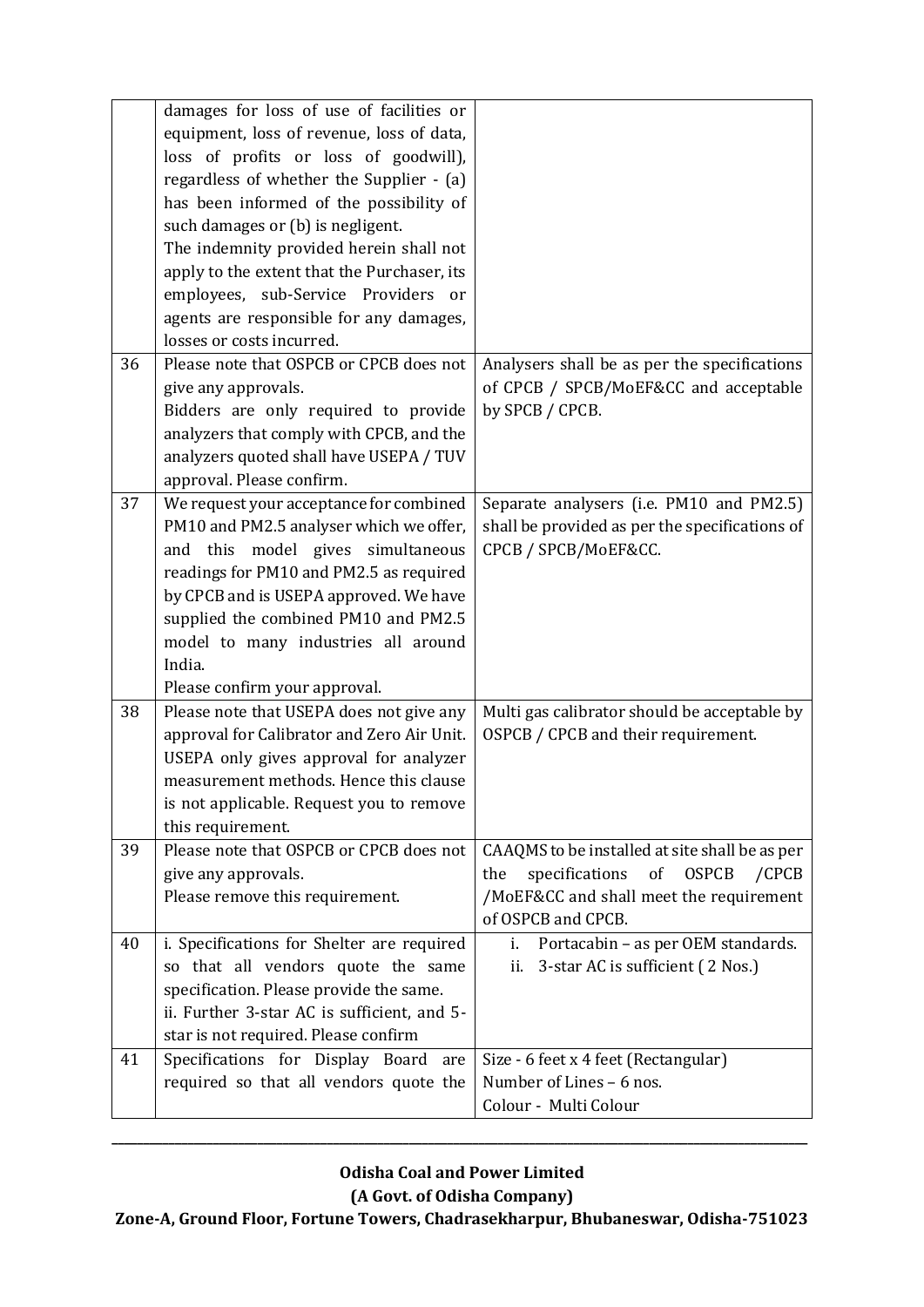| | | |
|---|---|---|
| | damages for loss of use of facilities or equipment, loss of revenue, loss of data, loss of profits or loss of goodwill), regardless of whether the Supplier - (a) has been informed of the possibility of such damages or (b) is negligent.<br>The indemnity provided herein shall not apply to the extent that the Purchaser, its employees, sub-Service Providers or agents are responsible for any damages, losses or costs incurred. | |
| 36 | Please note that OSPCB or CPCB does not give any approvals.<br>Bidders are only required to provide analyzers that comply with CPCB, and the analyzers quoted shall have USEPA / TUV approval. Please confirm. | Analysers shall be as per the specifications of CPCB / SPCB/MoEF&CC and acceptable by SPCB / CPCB. |
| 37 | We request your acceptance for combined PM10 and PM2.5 analyser which we offer, and this model gives simultaneous readings for PM10 and PM2.5 as required by CPCB and is USEPA approved. We have supplied the combined PM10 and PM2.5 model to many industries all around India.<br>Please confirm your approval. | Separate analysers (i.e. PM10 and PM2.5) shall be provided as per the specifications of CPCB / SPCB/MoEF&CC. |
| 38 | Please note that USEPA does not give any approval for Calibrator and Zero Air Unit. USEPA only gives approval for analyzer measurement methods. Hence this clause is not applicable. Request you to remove this requirement. | Multi gas calibrator should be acceptable by OSPCB / CPCB and their requirement. |
| 39 | Please note that OSPCB or CPCB does not give any approvals.<br>Please remove this requirement. | CAAQMS to be installed at site shall be as per the specifications of OSPCB /CPCB /MoEF&CC and shall meet the requirement of OSPCB and CPCB. |
| 40 | i. Specifications for Shelter are required so that all vendors quote the same specification. Please provide the same.<br>ii. Further 3-star AC is sufficient, and 5-star is not required. Please confirm | i. Portacabin – as per OEM standards.<br>ii. 3-star AC is sufficient ( 2 Nos.) |
| 41 | Specifications for Display Board are required so that all vendors quote the | Size - 6 feet x 4 feet (Rectangular)<br>Number of Lines – 6 nos.<br>Colour - Multi Colour |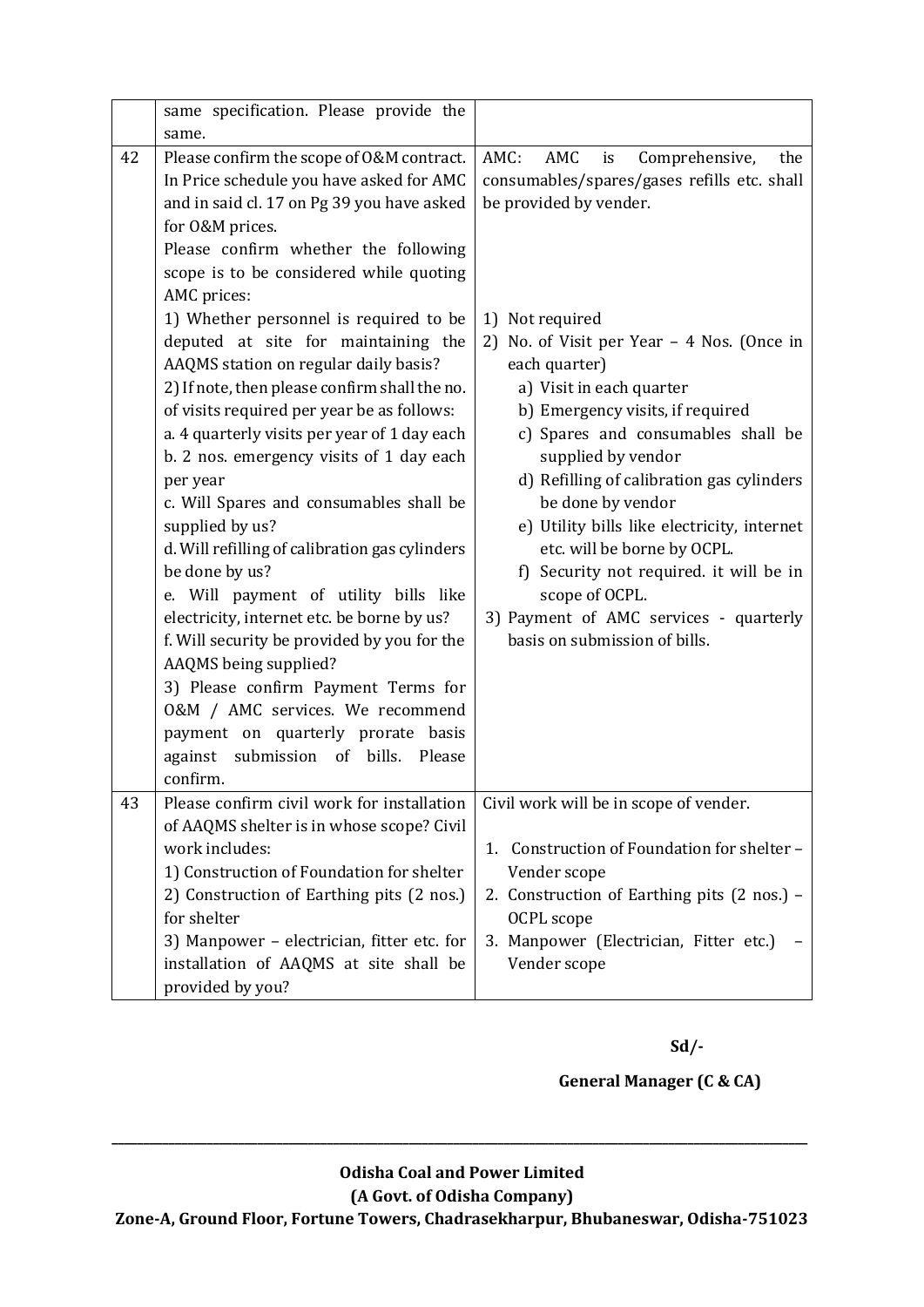| | | |
|---|---|---|
| | same specification. Please provide the same. | |
| 42 | Please confirm the scope of O&M contract. In Price schedule you have asked for AMC and in said cl. 17 on Pg 39 you have asked for O&M prices.<br>Please confirm whether the following scope is to be considered while quoting AMC prices:<br>1) Whether personnel is required to be deputed at site for maintaining the AAQMS station on regular daily basis?<br>2) If note, then please confirm shall the no. of visits required per year be as follows:<br>a. 4 quarterly visits per year of 1 day each<br>b. 2 nos. emergency visits of 1 day each per year<br>c. Will Spares and consumables shall be supplied by us?<br>d. Will refilling of calibration gas cylinders be done by us?<br>e. Will payment of utility bills like electricity, internet etc. be borne by us?<br>f. Will security be provided by you for the AAQMS being supplied?<br>3) Please confirm Payment Terms for O&M / AMC services. We recommend payment on quarterly prorate basis against submission of bills. Please confirm. | AMC: AMC is Comprehensive, the consumables/spares/gases refills etc. shall be provided by vender.<br><br>1) Not required<br>2) No. of Visit per Year – 4 Nos. (Once in each quarter)<br>a) Visit in each quarter<br>b) Emergency visits, if required<br>c) Spares and consumables shall be supplied by vendor<br>d) Refilling of calibration gas cylinders be done by vendor<br>e) Utility bills like electricity, internet etc. will be borne by OCPL.<br>f) Security not required. it will be in scope of OCPL.<br>3) Payment of AMC services - quarterly basis on submission of bills. |
| 43 | Please confirm civil work for installation of AAQMS shelter is in whose scope? Civil work includes:<br>1) Construction of Foundation for shelter<br>2) Construction of Earthing pits (2 nos.) for shelter<br>3) Manpower – electrician, fitter etc. for installation of AAQMS at site shall be provided by you? | Civil work will be in scope of vender.<br><br>1. Construction of Foundation for shelter – Vender scope<br>2. Construction of Earthing pits (2 nos.) – OCPL scope<br>3. Manpower (Electrician, Fitter etc.) – Vender scope |

**Sd/-**

**General Manager (C & CA)**

**Odisha Coal and Power Limited**
**(A Govt. of Odisha Company)**
**Zone-A, Ground Floor, Fortune Towers, Chadrasekharpur, Bhubaneswar, Odisha-751023**